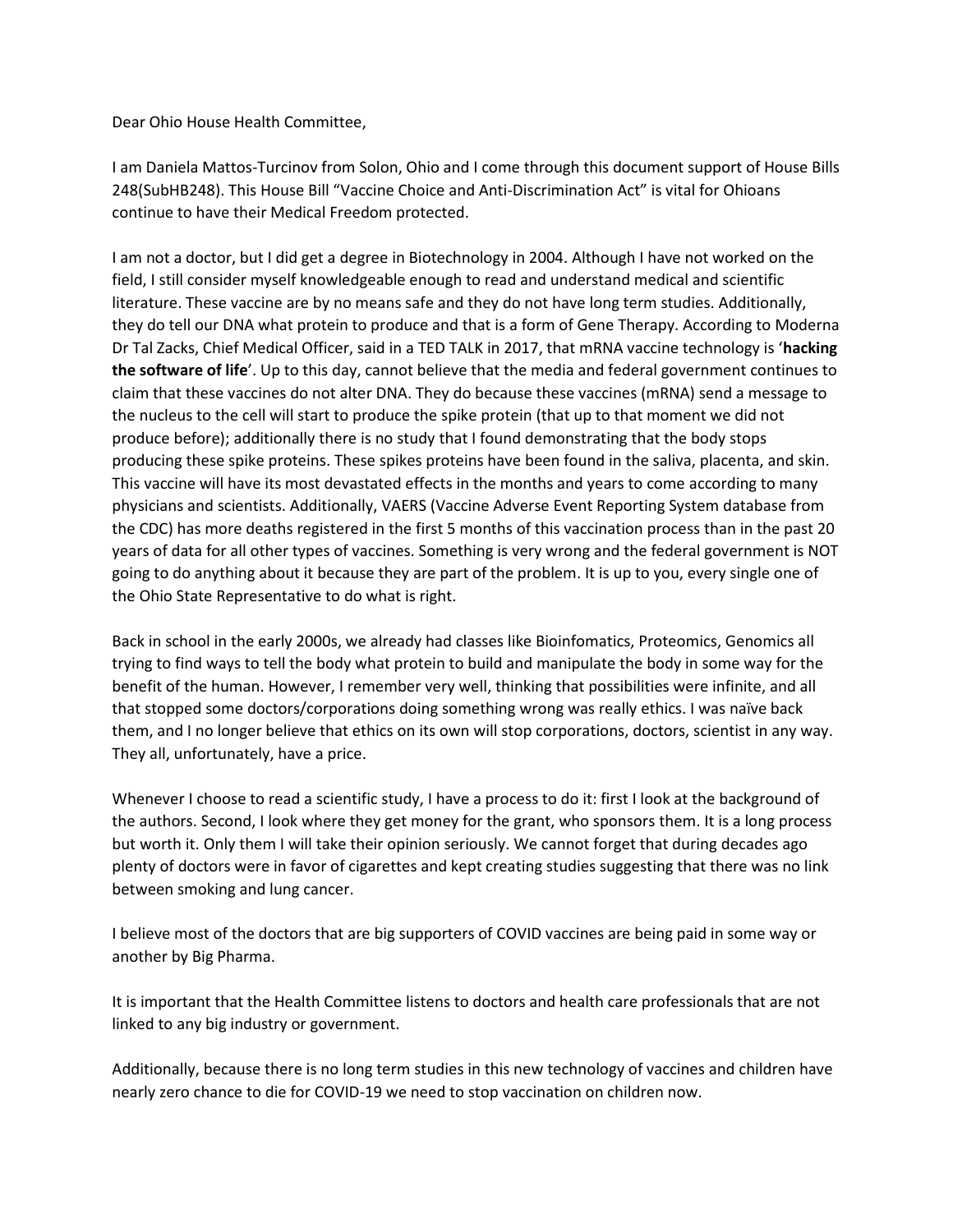Dear Ohio House Health Committee,

I am Daniela Mattos-Turcinov from Solon, Ohio and I come through this document support of House Bills 248(SubHB248). This House Bill "Vaccine Choice and Anti-Discrimination Act" is vital for Ohioans continue to have their Medical Freedom protected.

I am not a doctor, but I did get a degree in Biotechnology in 2004. Although I have not worked on the field, I still consider myself knowledgeable enough to read and understand medical and scientific literature. These vaccine are by no means safe and they do not have long term studies. Additionally, they do tell our DNA what protein to produce and that is a form of Gene Therapy. According to Moderna Dr Tal Zacks, Chief Medical Officer, said in a TED TALK in 2017, that mRNA vaccine technology is '**hacking the software of life**'. Up to this day, cannot believe that the media and federal government continues to claim that these vaccines do not alter DNA. They do because these vaccines (mRNA) send a message to the nucleus to the cell will start to produce the spike protein (that up to that moment we did not produce before); additionally there is no study that I found demonstrating that the body stops producing these spike proteins. These spikes proteins have been found in the saliva, placenta, and skin. This vaccine will have its most devastated effects in the months and years to come according to many physicians and scientists. Additionally, VAERS (Vaccine Adverse Event Reporting System database from the CDC) has more deaths registered in the first 5 months of this vaccination process than in the past 20 years of data for all other types of vaccines. Something is very wrong and the federal government is NOT going to do anything about it because they are part of the problem. It is up to you, every single one of the Ohio State Representative to do what is right.

Back in school in the early 2000s, we already had classes like Bioinfomatics, Proteomics, Genomics all trying to find ways to tell the body what protein to build and manipulate the body in some way for the benefit of the human. However, I remember very well, thinking that possibilities were infinite, and all that stopped some doctors/corporations doing something wrong was really ethics. I was naïve back them, and I no longer believe that ethics on its own will stop corporations, doctors, scientist in any way. They all, unfortunately, have a price.

Whenever I choose to read a scientific study, I have a process to do it: first I look at the background of the authors. Second, I look where they get money for the grant, who sponsors them. It is a long process but worth it. Only them I will take their opinion seriously. We cannot forget that during decades ago plenty of doctors were in favor of cigarettes and kept creating studies suggesting that there was no link between smoking and lung cancer.

I believe most of the doctors that are big supporters of COVID vaccines are being paid in some way or another by Big Pharma.

It is important that the Health Committee listens to doctors and health care professionals that are not linked to any big industry or government.

Additionally, because there is no long term studies in this new technology of vaccines and children have nearly zero chance to die for COVID-19 we need to stop vaccination on children now.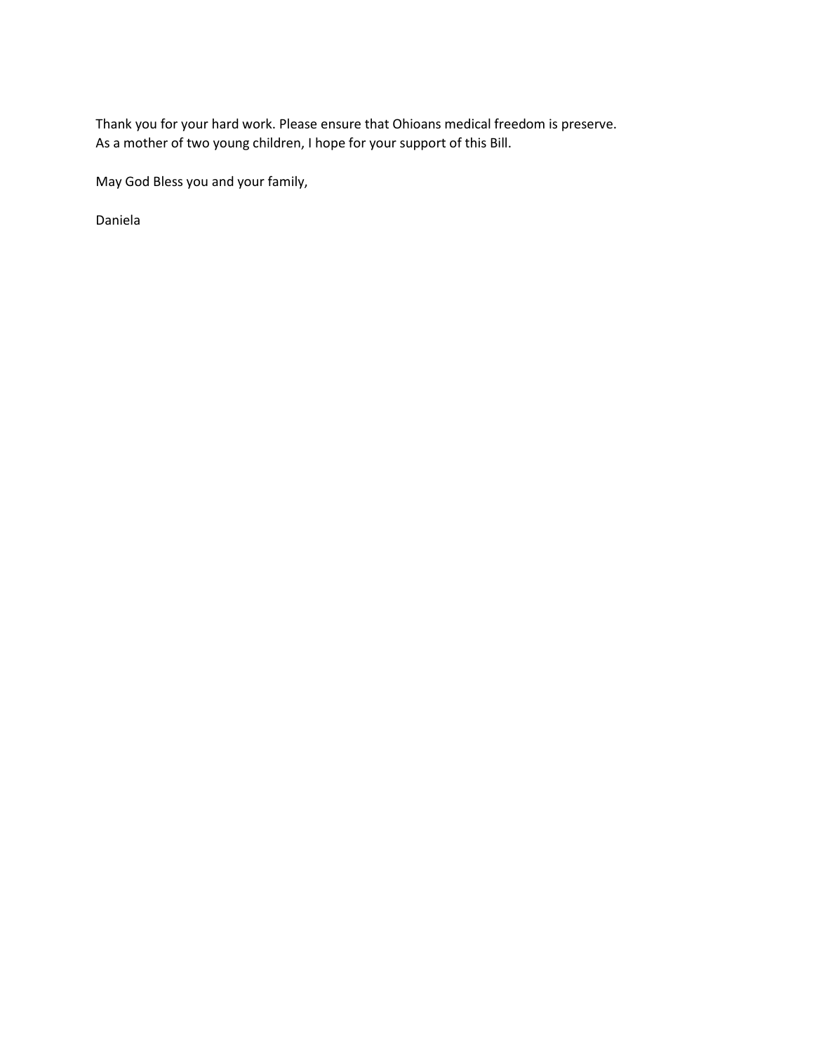Thank you for your hard work. Please ensure that Ohioans medical freedom is preserve.
As a mother of two young children, I hope for your support of this Bill.

May God Bless you and your family,

Daniela